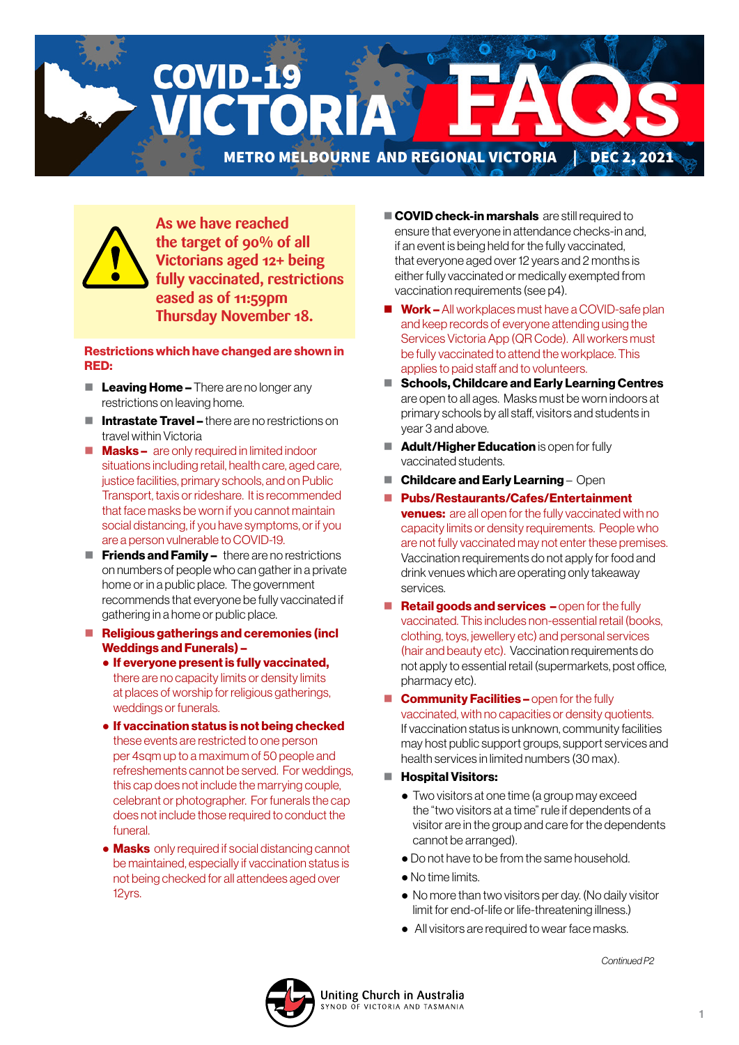# COVID-19 VICTORIA FAQs

**METRO MELBOURNE AND REGIONAL VICTORIA | DEC 2, 2021**

**As we have reached the target of 90% of all Victorians aged 12+ being fully vaccinated, restrictions eased as of 11:59pm Thursday November 18.**

**Restrictions which have changed are shown in RED:**

- **Leaving Home –** There are no longer any restrictions on leaving home.
- **Intrastate Travel –** there are no restrictions on travel within Victoria
- **Masks –** are only required in limited indoor situations including retail, health care, aged care, justice facilities, primary schools, and on Public Transport, taxis or rideshare. It is recommended that face masks be worn if you cannot maintain social distancing, if you have symptoms, or if you are a person vulnerable to COVID-19.
- **Friends and Family –** there are no restrictions on numbers of people who can gather in a private home or in a public place. The government recommends that everyone be fully vaccinated if gathering in a home or public place.
- **Religious gatherings and ceremonies (incl Weddings and Funerals) –**
  - **If everyone present is fully vaccinated,** there are no capacity limits or density limits at places of worship for religious gatherings, weddings or funerals.
  - **If vaccination status is not being checked** these events are restricted to one person per 4sqm up to a maximum of 50 people and refreshements cannot be served. For weddings, this cap does not include the marrying couple, celebrant or photographer. For funerals the cap does not include those required to conduct the funeral.
  - **Masks** only required if social distancing cannot be maintained, especially if vaccination status is not being checked for all attendees aged over 12yrs.
- **COVID check-in marshals** are still required to ensure that everyone in attendance checks-in and, if an event is being held for the fully vaccinated, that everyone aged over 12 years and 2 months is either fully vaccinated or medically exempted from vaccination requirements (see p4).
- **Work –** All workplaces must have a COVID-safe plan and keep records of everyone attending using the Services Victoria App (QR Code). All workers must be fully vaccinated to attend the workplace. This applies to paid staff and to volunteers.
- **Schools, Childcare and Early Learning Centres** are open to all ages. Masks must be worn indoors at primary schools by all staff, visitors and students in year 3 and above.
- **Adult/Higher Education** is open for fully vaccinated students.
- **Childcare and Early Learning** – Open
- **Pubs/Restaurants/Cafes/Entertainment venues:** are all open for the fully vaccinated with no capacity limits or density requirements. People who are not fully vaccinated may not enter these premises. Vaccination requirements do not apply for food and drink venues which are operating only takeaway services.
- **Retail goods and services –** open for the fully vaccinated. This includes non-essential retail (books, clothing, toys, jewellery etc) and personal services (hair and beauty etc). Vaccination requirements do not apply to essential retail (supermarkets, post office, pharmacy etc).
- **Community Facilities –** open for the fully vaccinated, with no capacities or density quotients. If vaccination status is unknown, community facilities may host public support groups, support services and health services in limited numbers (30 max).
- **Hospital Visitors:**
  - Two visitors at one time (a group may exceed the "two visitors at a time" rule if dependents of a visitor are in the group and care for the dependents cannot be arranged).
  - Do not have to be from the same household.
  - No time limits.
  - No more than two visitors per day. (No daily visitor limit for end-of-life or life-threatening illness.)
  - All visitors are required to wear face masks.

*Continued P2*

Uniting Church in Australia
SYNOD OF VICTORIA AND TASMANIA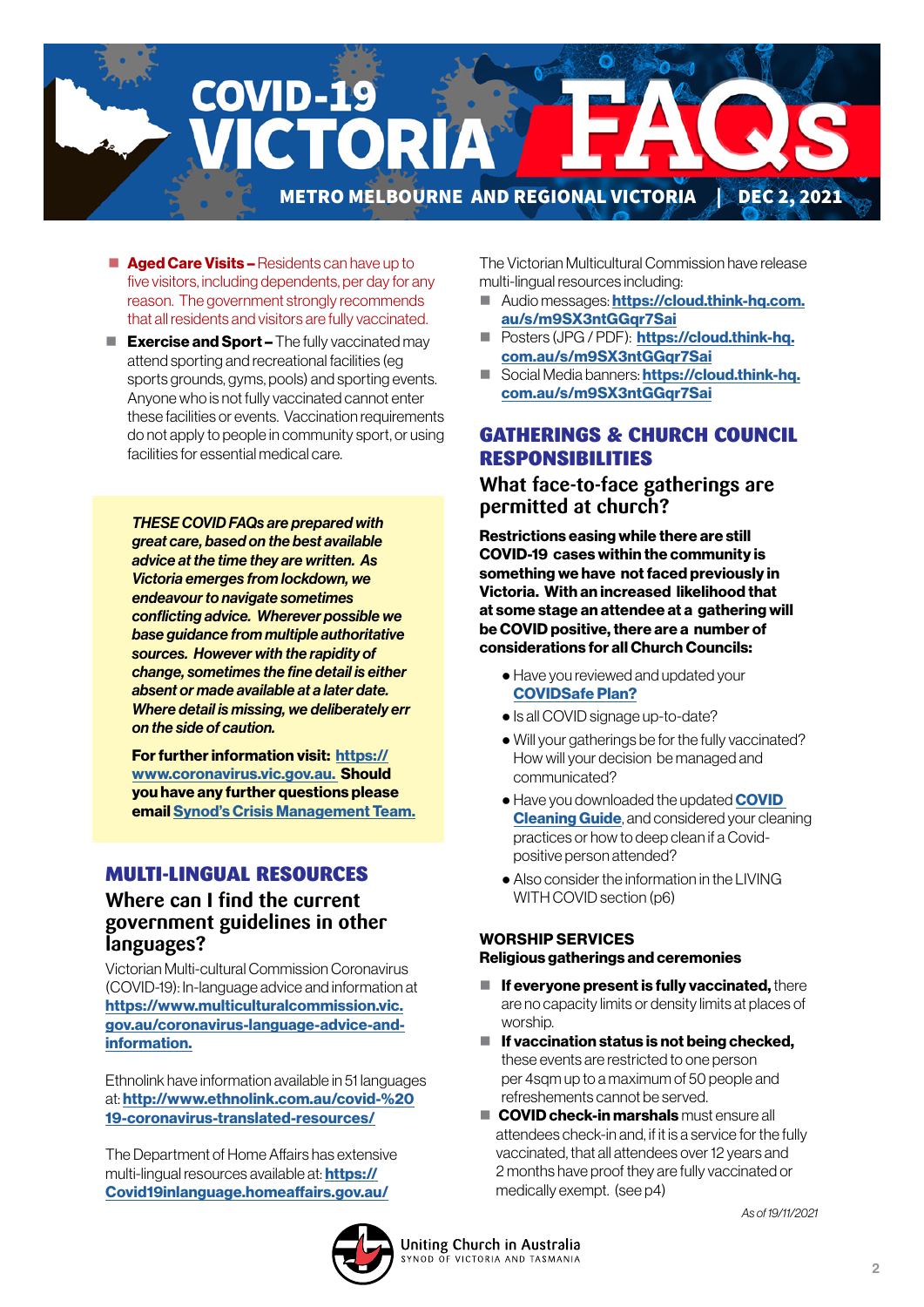- **Aged Care Visits –** Residents can have up to five visitors, including dependents, per day for any reason. The government strongly recommends that all residents and visitors are fully vaccinated.
- **Exercise and Sport –** The fully vaccinated may attend sporting and recreational facilities (eg sports grounds, gyms, pools) and sporting events. Anyone who is not fully vaccinated cannot enter these facilities or events. Vaccination requirements do not apply to people in community sport, or using facilities for essential medical care.

***THESE COVID FAQs are prepared with great care, based on the best available advice at the time they are written. As Victoria emerges from lockdown, we endeavour to navigate sometimes conflicting advice. Wherever possible we base guidance from multiple authoritative sources. However with the rapidity of change, sometimes the fine detail is either absent or made available at a later date. Where detail is missing, we deliberately err on the side of caution.***

**For further information visit: https://www.coronavirus.vic.gov.au. Should you have any further questions please email Synod's Crisis Management Team.**

## MULTI-LINGUAL RESOURCES

### Where can I find the current government guidelines in other languages?

Victorian Multi-cultural Commission Coronavirus (COVID-19): In-language advice and information at **https://www.multiculturalcommission.vic.gov.au/coronavirus-language-advice-and-information.**

Ethnolink have information available in 51 languages at: **http://www.ethnolink.com.au/covid-%2019-coronavirus-translated-resources/**

The Department of Home Affairs has extensive multi-lingual resources available at: **https://Covid19inlanguage.homeaffairs.gov.au/**

The Victorian Multicultural Commission have release multi-lingual resources including:

- Audio messages: **https://cloud.think-hq.com.au/s/m9SX3ntGGqr7Sai**
- Posters (JPG / PDF): **https://cloud.think-hq.com.au/s/m9SX3ntGGqr7Sai**
- Social Media banners: **https://cloud.think-hq.com.au/s/m9SX3ntGGqr7Sai**

## GATHERINGS & CHURCH COUNCIL RESPONSIBILITIES

### What face-to-face gatherings are permitted at church?

**Restrictions easing while there are still COVID-19 cases within the community is something we have not faced previously in Victoria. With an increased likelihood that at some stage an attendee at a gathering will be COVID positive, there are a number of considerations for all Church Councils:**

- Have you reviewed and updated your **COVIDSafe Plan?**
- Is all COVID signage up-to-date?
- Will your gatherings be for the fully vaccinated? How will your decision be managed and communicated?
- Have you downloaded the updated **COVID Cleaning Guide**, and considered your cleaning practices or how to deep clean if a Covid-positive person attended?
- Also consider the information in the LIVING WITH COVID section (p6)

**WORSHIP SERVICES**
**Religious gatherings and ceremonies**

- **If everyone present is fully vaccinated,** there are no capacity limits or density limits at places of worship.
- **If vaccination status is not being checked,** these events are restricted to one person per 4sqm up to a maximum of 50 people and refreshements cannot be served.
- **COVID check-in marshals** must ensure all attendees check-in and, if it is a service for the fully vaccinated, that all attendees over 12 years and 2 months have proof they are fully vaccinated or medically exempt. (see p4)

*As of 19/11/2021*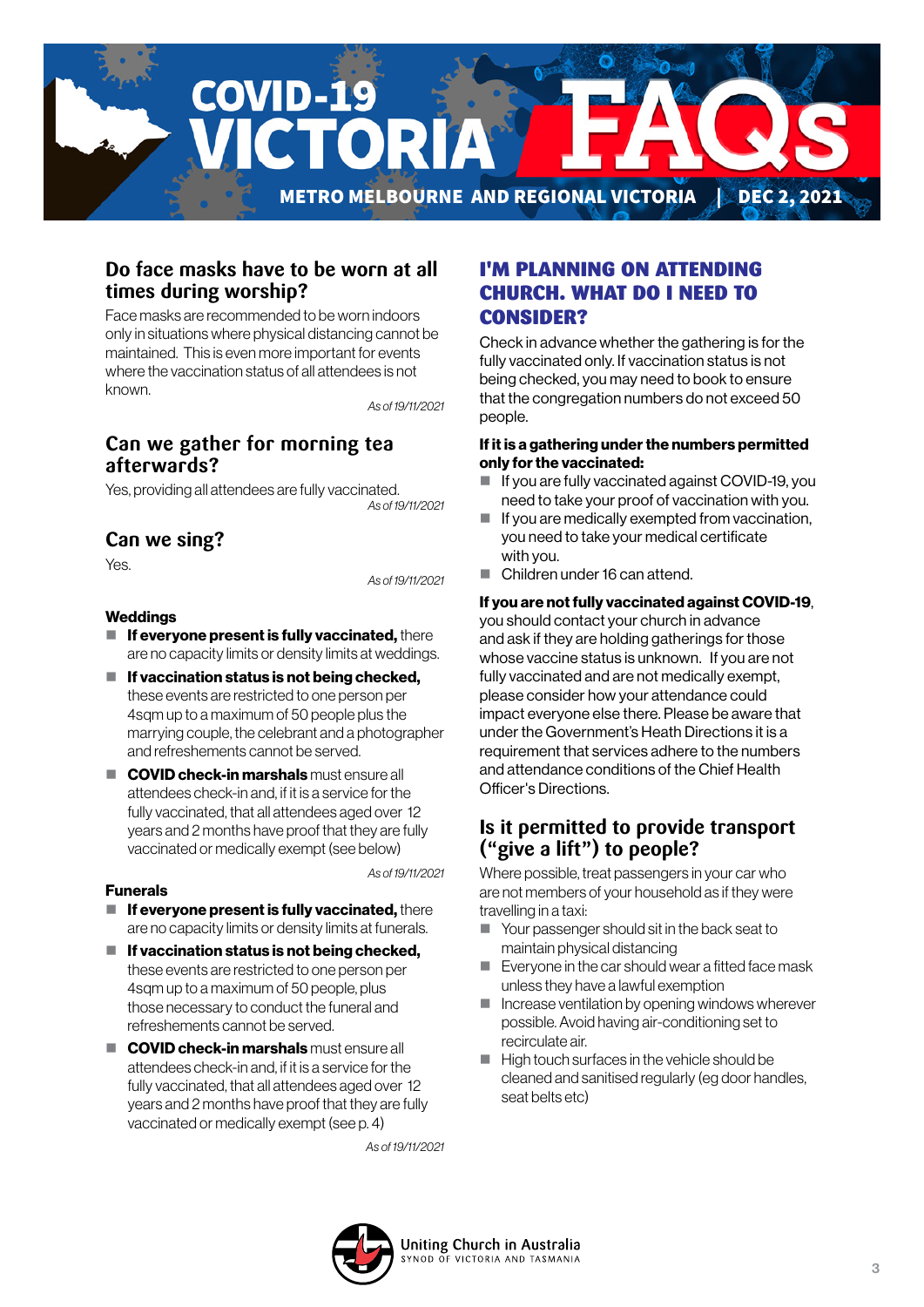# COVID-19 VICTORIA FAQs

METRO MELBOURNE AND REGIONAL VICTORIA | DEC 2, 2021

## Do face masks have to be worn at all times during worship?

Face masks are recommended to be worn indoors only in situations where physical distancing cannot be maintained. This is even more important for events where the vaccination status of all attendees is not known.

*As of 19/11/2021*

## Can we gather for morning tea afterwards?

Yes, providing all attendees are fully vaccinated.

*As of 19/11/2021*

## Can we sing?

Yes.

*As of 19/11/2021*

### Weddings

- **If everyone present is fully vaccinated,** there are no capacity limits or density limits at weddings.
- **If vaccination status is not being checked,** these events are restricted to one person per 4sqm up to a maximum of 50 people plus the marrying couple, the celebrant and a photographer and refreshements cannot be served.
- **COVID check-in marshals** must ensure all attendees check-in and, if it is a service for the fully vaccinated, that all attendees aged over 12 years and 2 months have proof that they are fully vaccinated or medically exempt (see below)

*As of 19/11/2021*

### Funerals

- **If everyone present is fully vaccinated,** there are no capacity limits or density limits at funerals.
- **If vaccination status is not being checked,** these events are restricted to one person per 4sqm up to a maximum of 50 people, plus those necessary to conduct the funeral and refreshements cannot be served.
- **COVID check-in marshals** must ensure all attendees check-in and, if it is a service for the fully vaccinated, that all attendees aged over 12 years and 2 months have proof that they are fully vaccinated or medically exempt (see p. 4)

*As of 19/11/2021*

## I'M PLANNING ON ATTENDING CHURCH. WHAT DO I NEED TO CONSIDER?

Check in advance whether the gathering is for the fully vaccinated only. If vaccination status is not being checked, you may need to book to ensure that the congregation numbers do not exceed 50 people.

**If it is a gathering under the numbers permitted only for the vaccinated:**

- If you are fully vaccinated against COVID-19, you need to take your proof of vaccination with you.
- If you are medically exempted from vaccination, you need to take your medical certificate with you.
- Children under 16 can attend.

**If you are not fully vaccinated against COVID-19**, you should contact your church in advance and ask if they are holding gatherings for those whose vaccine status is unknown. If you are not fully vaccinated and are not medically exempt, please consider how your attendance could impact everyone else there. Please be aware that under the Government's Heath Directions it is a requirement that services adhere to the numbers and attendance conditions of the Chief Health Officer's Directions.

## Is it permitted to provide transport ("give a lift") to people?

Where possible, treat passengers in your car who are not members of your household as if they were travelling in a taxi:

- Your passenger should sit in the back seat to maintain physical distancing
- Everyone in the car should wear a fitted face mask unless they have a lawful exemption
- Increase ventilation by opening windows wherever possible. Avoid having air-conditioning set to recirculate air.
- High touch surfaces in the vehicle should be cleaned and sanitised regularly (eg door handles, seat belts etc)

Uniting Church in Australia
SYNOD OF VICTORIA AND TASMANIA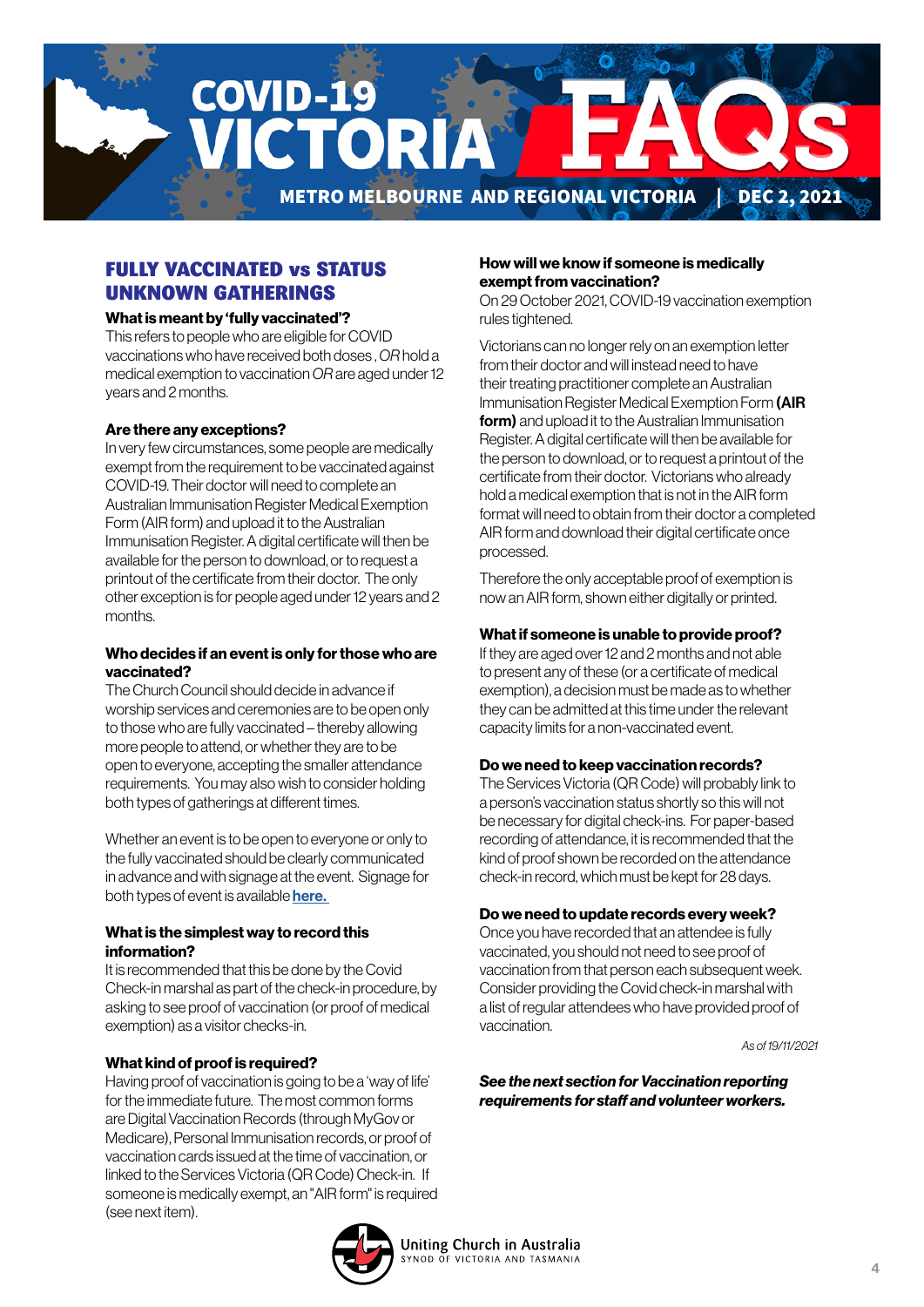# COVID-19 VICTORIA FAQs

METRO MELBOURNE AND REGIONAL VICTORIA | DEC 2, 2021

## FULLY VACCINATED vs STATUS UNKNOWN GATHERINGS

### What is meant by 'fully vaccinated'?

This refers to people who are eligible for COVID vaccinations who have received both doses , *OR* hold a medical exemption to vaccination *OR* are aged under 12 years and 2 months.

### Are there any exceptions?

In very few circumstances, some people are medically exempt from the requirement to be vaccinated against COVID-19. Their doctor will need to complete an Australian Immunisation Register Medical Exemption Form (AIR form) and upload it to the Australian Immunisation Register. A digital certificate will then be available for the person to download, or to request a printout of the certificate from their doctor. The only other exception is for people aged under 12 years and 2 months.

### Who decides if an event is only for those who are vaccinated?

The Church Council should decide in advance if worship services and ceremonies are to be open only to those who are fully vaccinated – thereby allowing more people to attend, or whether they are to be open to everyone, accepting the smaller attendance requirements. You may also wish to consider holding both types of gatherings at different times.

Whether an event is to be open to everyone or only to the fully vaccinated should be clearly communicated in advance and with signage at the event. Signage for both types of event is available **here.**

### What is the simplest way to record this information?

It is recommended that this be done by the Covid Check-in marshal as part of the check-in procedure, by asking to see proof of vaccination (or proof of medical exemption) as a visitor checks-in.

### What kind of proof is required?

Having proof of vaccination is going to be a 'way of life' for the immediate future. The most common forms are Digital Vaccination Records (through MyGov or Medicare), Personal Immunisation records, or proof of vaccination cards issued at the time of vaccination, or linked to the Services Victoria (QR Code) Check-in. If someone is medically exempt, an "AIR form" is required (see next item).

### How will we know if someone is medically exempt from vaccination?

On 29 October 2021, COVID-19 vaccination exemption rules tightened.

Victorians can no longer rely on an exemption letter from their doctor and will instead need to have their treating practitioner complete an Australian Immunisation Register Medical Exemption Form **(AIR form)** and upload it to the Australian Immunisation Register. A digital certificate will then be available for the person to download, or to request a printout of the certificate from their doctor. Victorians who already hold a medical exemption that is not in the AIR form format will need to obtain from their doctor a completed AIR form and download their digital certificate once processed.

Therefore the only acceptable proof of exemption is now an AIR form, shown either digitally or printed.

### What if someone is unable to provide proof?

If they are aged over 12 and 2 months and not able to present any of these (or a certificate of medical exemption), a decision must be made as to whether they can be admitted at this time under the relevant capacity limits for a non-vaccinated event.

### Do we need to keep vaccination records?

The Services Victoria (QR Code) will probably link to a person's vaccination status shortly so this will not be necessary for digital check-ins. For paper-based recording of attendance, it is recommended that the kind of proof shown be recorded on the attendance check-in record, which must be kept for 28 days.

### Do we need to update records every week?

Once you have recorded that an attendee is fully vaccinated, you should not need to see proof of vaccination from that person each subsequent week. Consider providing the Covid check-in marshal with a list of regular attendees who have provided proof of vaccination.

*As of 19/11/2021*

***See the next section for Vaccination reporting requirements for staff and volunteer workers.***

Uniting Church in Australia
SYNOD OF VICTORIA AND TASMANIA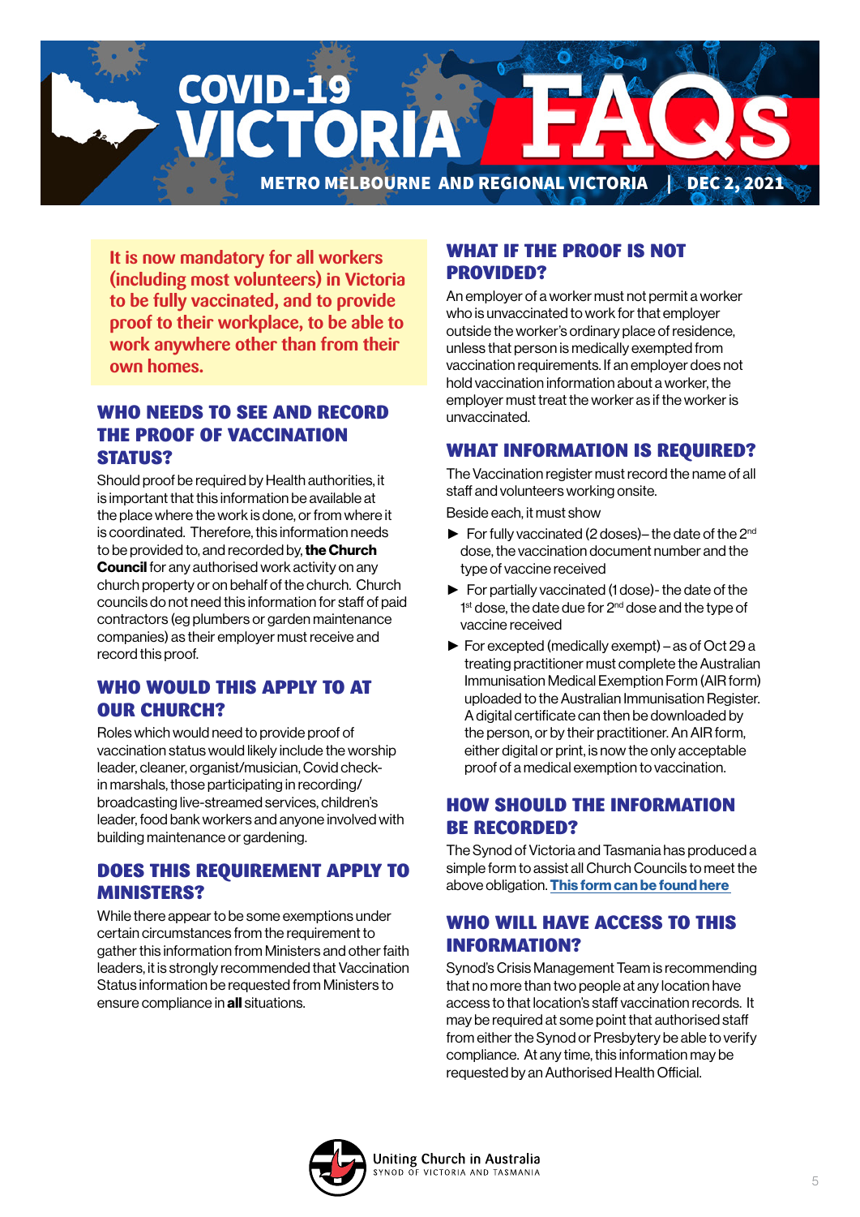# COVID-19 VICTORIA FAQs

**METRO MELBOURNE AND REGIONAL VICTORIA | DEC 2, 2021**

**It is now mandatory for all workers (including most volunteers) in Victoria to be fully vaccinated, and to provide proof to their workplace, to be able to work anywhere other than from their own homes.**

## WHO NEEDS TO SEE AND RECORD THE PROOF OF VACCINATION STATUS?

Should proof be required by Health authorities, it is important that this information be available at the place where the work is done, or from where it is coordinated. Therefore, this information needs to be provided to, and recorded by, **the Church Council** for any authorised work activity on any church property or on behalf of the church. Church councils do not need this information for staff of paid contractors (eg plumbers or garden maintenance companies) as their employer must receive and record this proof.

## WHO WOULD THIS APPLY TO AT OUR CHURCH?

Roles which would need to provide proof of vaccination status would likely include the worship leader, cleaner, organist/musician, Covid check-in marshals, those participating in recording/ broadcasting live-streamed services, children's leader, food bank workers and anyone involved with building maintenance or gardening.

## DOES THIS REQUIREMENT APPLY TO MINISTERS?

While there appear to be some exemptions under certain circumstances from the requirement to gather this information from Ministers and other faith leaders, it is strongly recommended that Vaccination Status information be requested from Ministers to ensure compliance in **all** situations.

## WHAT IF THE PROOF IS NOT PROVIDED?

An employer of a worker must not permit a worker who is unvaccinated to work for that employer outside the worker's ordinary place of residence, unless that person is medically exempted from vaccination requirements. If an employer does not hold vaccination information about a worker, the employer must treat the worker as if the worker is unvaccinated.

## WHAT INFORMATION IS REQUIRED?

The Vaccination register must record the name of all staff and volunteers working onsite.

Beside each, it must show

- For fully vaccinated (2 doses)– the date of the 2nd dose, the vaccination document number and the type of vaccine received
- For partially vaccinated (1 dose)- the date of the 1st dose, the date due for 2nd dose and the type of vaccine received
- For excepted (medically exempt) – as of Oct 29 a treating practitioner must complete the Australian Immunisation Medical Exemption Form (AIR form) uploaded to the Australian Immunisation Register. A digital certificate can then be downloaded by the person, or by their practitioner. An AIR form, either digital or print, is now the only acceptable proof of a medical exemption to vaccination.

## HOW SHOULD THE INFORMATION BE RECORDED?

The Synod of Victoria and Tasmania has produced a simple form to assist all Church Councils to meet the above obligation. **This form can be found here**

## WHO WILL HAVE ACCESS TO THIS INFORMATION?

Synod's Crisis Management Team is recommending that no more than two people at any location have access to that location's staff vaccination records. It may be required at some point that authorised staff from either the Synod or Presbytery be able to verify compliance. At any time, this information may be requested by an Authorised Health Official.

Uniting Church in Australia
SYNOD OF VICTORIA AND TASMANIA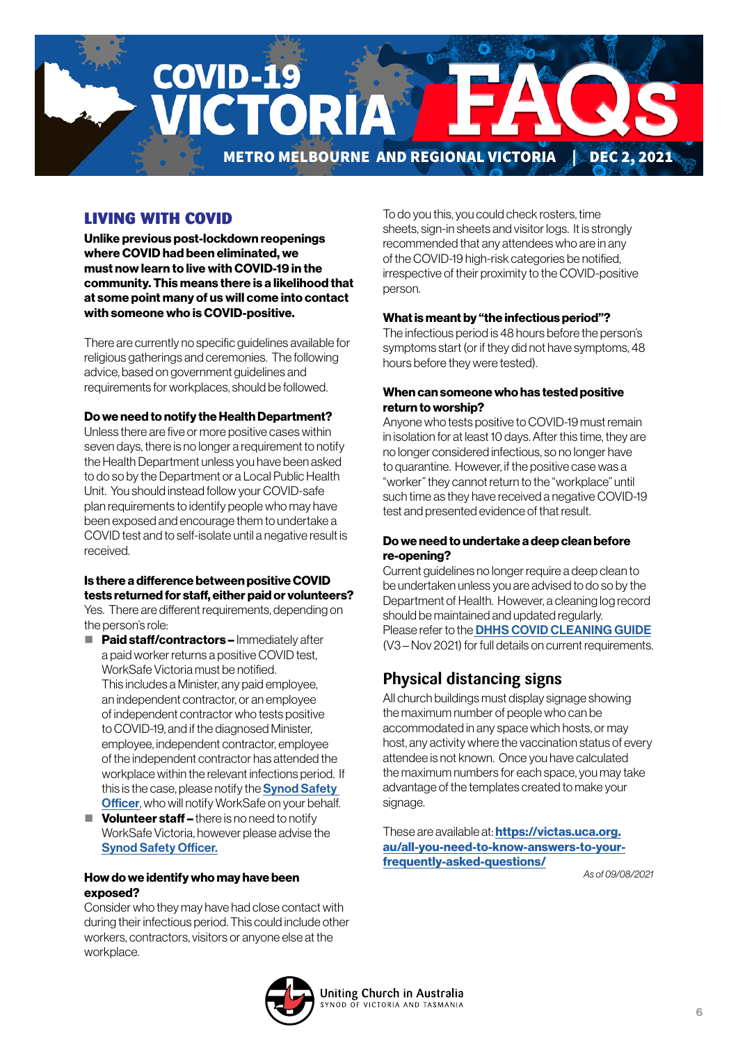# COVID-19 VICTORIA FAQs

METRO MELBOURNE AND REGIONAL VICTORIA | DEC 2, 2021

## LIVING WITH COVID

**Unlike previous post-lockdown reopenings where COVID had been eliminated, we must now learn to live with COVID-19 in the community. This means there is a likelihood that at some point many of us will come into contact with someone who is COVID-positive.**

There are currently no specific guidelines available for religious gatherings and ceremonies. The following advice, based on government guidelines and requirements for workplaces, should be followed.

### Do we need to notify the Health Department?

Unless there are five or more positive cases within seven days, there is no longer a requirement to notify the Health Department unless you have been asked to do so by the Department or a Local Public Health Unit. You should instead follow your COVID-safe plan requirements to identify people who may have been exposed and encourage them to undertake a COVID test and to self-isolate until a negative result is received.

### Is there a difference between positive COVID tests returned for staff, either paid or volunteers?

Yes. There are different requirements, depending on the person's role:

- **Paid staff/contractors –** Immediately after a paid worker returns a positive COVID test, WorkSafe Victoria must be notified. This includes a Minister, any paid employee, an independent contractor, or an employee of independent contractor who tests positive to COVID-19, and if the diagnosed Minister, employee, independent contractor, employee of the independent contractor has attended the workplace within the relevant infections period. If this is the case, please notify the Synod Safety Officer, who will notify WorkSafe on your behalf.
- **Volunteer staff –** there is no need to notify WorkSafe Victoria, however please advise the Synod Safety Officer.

### How do we identify who may have been exposed?

Consider who they may have had close contact with during their infectious period. This could include other workers, contractors, visitors or anyone else at the workplace.

To do you this, you could check rosters, time sheets, sign-in sheets and visitor logs. It is strongly recommended that any attendees who are in any of the COVID-19 high-risk categories be notified, irrespective of their proximity to the COVID-positive person.

### What is meant by "the infectious period"?

The infectious period is 48 hours before the person's symptoms start (or if they did not have symptoms, 48 hours before they were tested).

### When can someone who has tested positive return to worship?

Anyone who tests positive to COVID-19 must remain in isolation for at least 10 days. After this time, they are no longer considered infectious, so no longer have to quarantine. However, if the positive case was a "worker" they cannot return to the "workplace" until such time as they have received a negative COVID-19 test and presented evidence of that result.

### Do we need to undertake a deep clean before re-opening?

Current guidelines no longer require a deep clean to be undertaken unless you are advised to do so by the Department of Health. However, a cleaning log record should be maintained and updated regularly. Please refer to the DHHS COVID CLEANING GUIDE (V3 – Nov 2021) for full details on current requirements.

## Physical distancing signs

All church buildings must display signage showing the maximum number of people who can be accommodated in any space which hosts, or may host, any activity where the vaccination status of every attendee is not known. Once you have calculated the maximum numbers for each space, you may take advantage of the templates created to make your signage.

These are available at: **https://victas.uca.org.au/all-you-need-to-know-answers-to-your-frequently-asked-questions/**

*As of 09/08/2021*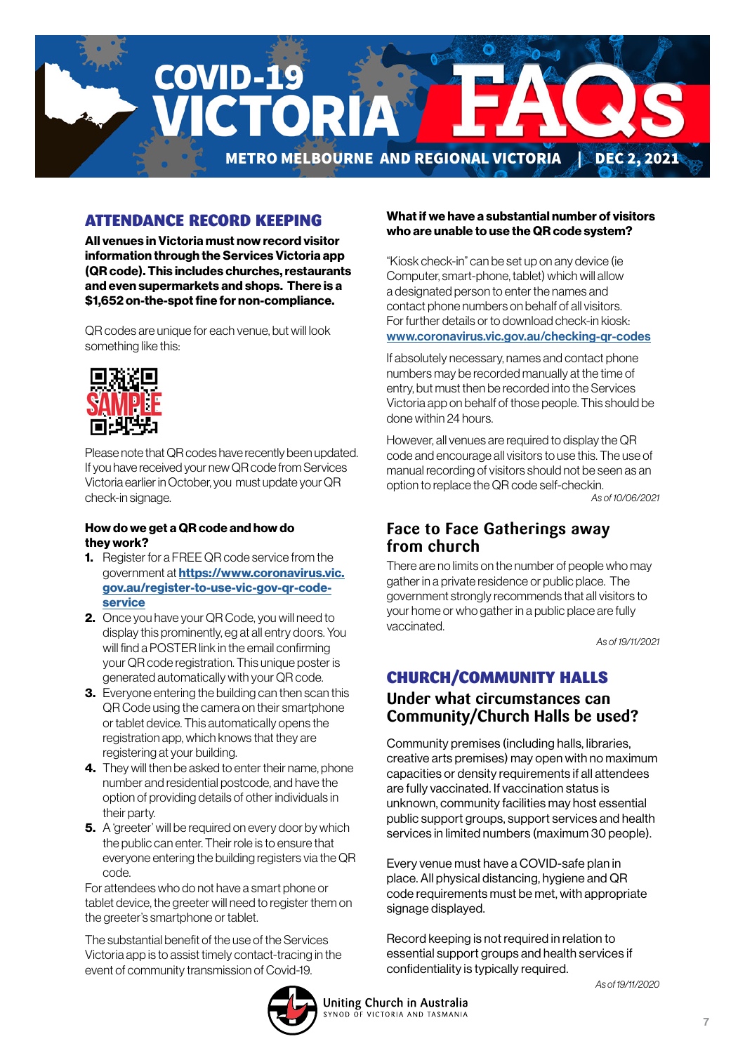# COVID-19 VICTORIA FAQs

METRO MELBOURNE AND REGIONAL VICTORIA | DEC 2, 2021

## ATTENDANCE RECORD KEEPING

**All venues in Victoria must now record visitor information through the Services Victoria app (QR code). This includes churches, restaurants and even supermarkets and shops. There is a $1,652 on-the-spot fine for non-compliance.**

QR codes are unique for each venue, but will look something like this:

SAMPLE

Please note that QR codes have recently been updated. If you have received your new QR code from Services Victoria earlier in October, you must update your QR check-in signage.

### How do we get a QR code and how do they work?

1. Register for a FREE QR code service from the government at **https://www.coronavirus.vic.gov.au/register-to-use-vic-gov-qr-code-service**
2. Once you have your QR Code, you will need to display this prominently, eg at all entry doors. You will find a POSTER link in the email confirming your QR code registration. This unique poster is generated automatically with your QR code.
3. Everyone entering the building can then scan this QR Code using the camera on their smartphone or tablet device. This automatically opens the registration app, which knows that they are registering at your building.
4. They will then be asked to enter their name, phone number and residential postcode, and have the option of providing details of other individuals in their party.
5. A 'greeter' will be required on every door by which the public can enter. Their role is to ensure that everyone entering the building registers via the QR code.

For attendees who do not have a smart phone or tablet device, the greeter will need to register them on the greeter's smartphone or tablet.

The substantial benefit of the use of the Services Victoria app is to assist timely contact-tracing in the event of community transmission of Covid-19.

### What if we have a substantial number of visitors who are unable to use the QR code system?

"Kiosk check-in" can be set up on any device (ie Computer, smart-phone, tablet) which will allow a designated person to enter the names and contact phone numbers on behalf of all visitors. For further details or to download check-in kiosk: **www.coronavirus.vic.gov.au/checking-qr-codes**

If absolutely necessary, names and contact phone numbers may be recorded manually at the time of entry, but must then be recorded into the Services Victoria app on behalf of those people. This should be done within 24 hours.

However, all venues are required to display the QR code and encourage all visitors to use this. The use of manual recording of visitors should not be seen as an option to replace the QR code self-checkin.

*As of 10/06/2021*

## Face to Face Gatherings away from church

There are no limits on the number of people who may gather in a private residence or public place. The government strongly recommends that all visitors to your home or who gather in a public place are fully vaccinated.

*As of 19/11/2021*

## CHURCH/COMMUNITY HALLS

### Under what circumstances can Community/Church Halls be used?

Community premises (including halls, libraries, creative arts premises) may open with no maximum capacities or density requirements if all attendees are fully vaccinated. If vaccination status is unknown, community facilities may host essential public support groups, support services and health services in limited numbers (maximum 30 people).

Every venue must have a COVID-safe plan in place. All physical distancing, hygiene and QR code requirements must be met, with appropriate signage displayed.

Record keeping is not required in relation to essential support groups and health services if confidentiality is typically required.

*As of 19/11/2020*

Uniting Church in Australia
SYNOD OF VICTORIA AND TASMANIA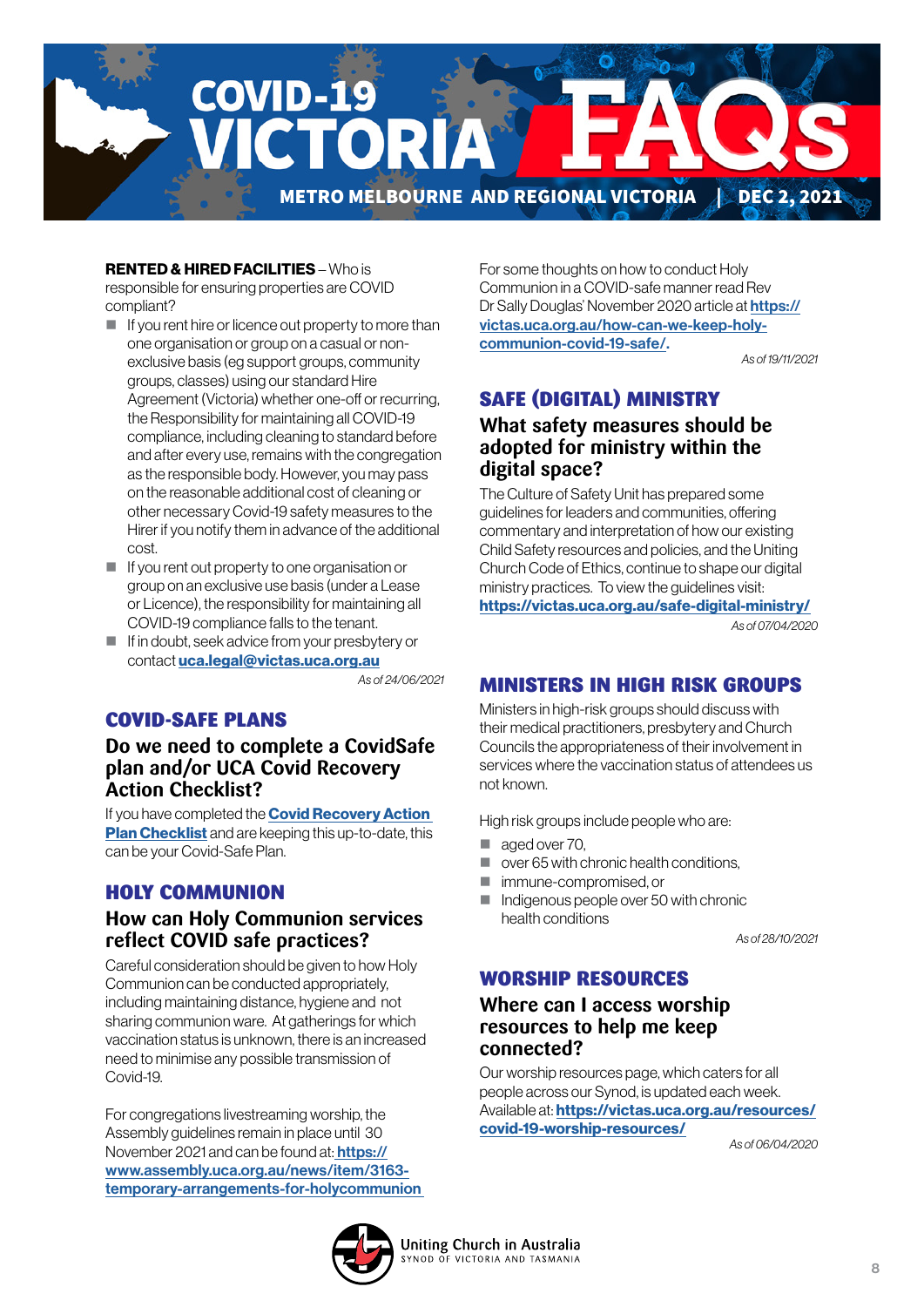**RENTED & HIRED FACILITIES** – Who is responsible for ensuring properties are COVID compliant?

- If you rent hire or licence out property to more than one organisation or group on a casual or non-exclusive basis (eg support groups, community groups, classes) using our standard Hire Agreement (Victoria) whether one-off or recurring, the Responsibility for maintaining all COVID-19 compliance, including cleaning to standard before and after every use, remains with the congregation as the responsible body. However, you may pass on the reasonable additional cost of cleaning or other necessary Covid-19 safety measures to the Hirer if you notify them in advance of the additional cost.
- If you rent out property to one organisation or group on an exclusive use basis (under a Lease or Licence), the responsibility for maintaining all COVID-19 compliance falls to the tenant.
- If in doubt, seek advice from your presbytery or contact **uca.legal@victas.uca.org.au**

*As of 24/06/2021*

## COVID-SAFE PLANS

### Do we need to complete a CovidSafe plan and/or UCA Covid Recovery Action Checklist?

If you have completed the **Covid Recovery Action Plan Checklist** and are keeping this up-to-date, this can be your Covid-Safe Plan.

## HOLY COMMUNION

### How can Holy Communion services reflect COVID safe practices?

Careful consideration should be given to how Holy Communion can be conducted appropriately, including maintaining distance, hygiene and not sharing communion ware. At gatherings for which vaccination status is unknown, there is an increased need to minimise any possible transmission of Covid-19.

For congregations livestreaming worship, the Assembly guidelines remain in place until 30 November 2021 and can be found at: **https://www.assembly.uca.org.au/news/item/3163-temporary-arrangements-for-holycommunion**

For some thoughts on how to conduct Holy Communion in a COVID-safe manner read Rev Dr Sally Douglas' November 2020 article at **https://victas.uca.org.au/how-can-we-keep-holy-communion-covid-19-safe/.**

*As of 19/11/2021*

## SAFE (DIGITAL) MINISTRY

### What safety measures should be adopted for ministry within the digital space?

The Culture of Safety Unit has prepared some guidelines for leaders and communities, offering commentary and interpretation of how our existing Child Safety resources and policies, and the Uniting Church Code of Ethics, continue to shape our digital ministry practices. To view the guidelines visit: **https://victas.uca.org.au/safe-digital-ministry/**

*As of 07/04/2020*

## MINISTERS IN HIGH RISK GROUPS

Ministers in high-risk groups should discuss with their medical practitioners, presbytery and Church Councils the appropriateness of their involvement in services where the vaccination status of attendees us not known.

High risk groups include people who are:

- aged over 70,
- over 65 with chronic health conditions,
- immune-compromised, or
- Indigenous people over 50 with chronic health conditions

*As of 28/10/2021*

## WORSHIP RESOURCES

### Where can I access worship resources to help me keep connected?

Our worship resources page, which caters for all people across our Synod, is updated each week. Available at: **https://victas.uca.org.au/resources/covid-19-worship-resources/**

*As of 06/04/2020*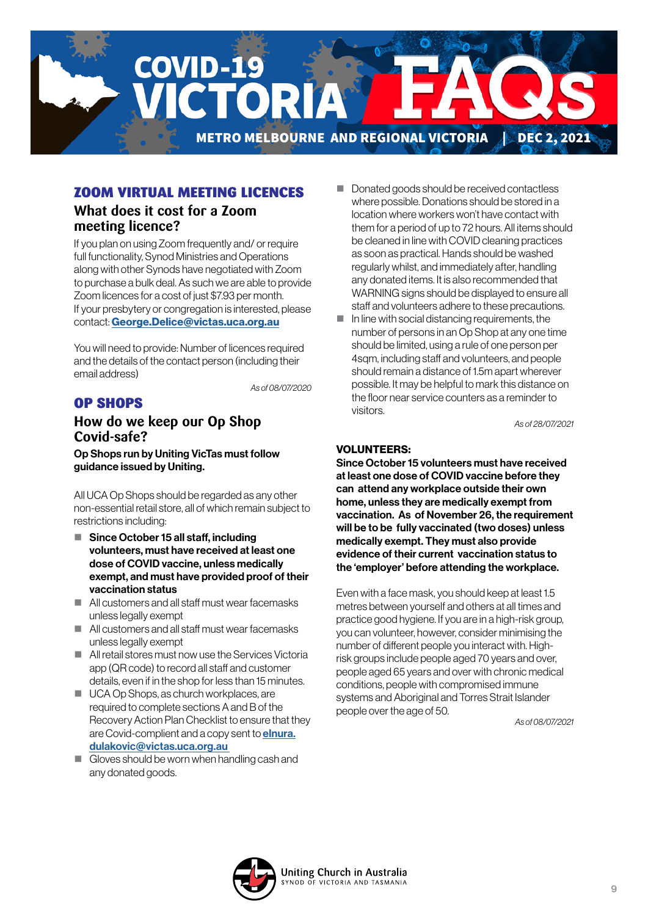# COVID-19 VICTORIA FAQs

METRO MELBOURNE AND REGIONAL VICTORIA | DEC 2, 2021

## ZOOM VIRTUAL MEETING LICENCES

### What does it cost for a Zoom meeting licence?

If you plan on using Zoom frequently and/ or require full functionality, Synod Ministries and Operations along with other Synods have negotiated with Zoom to purchase a bulk deal. As such we are able to provide Zoom licences for a cost of just $7.93 per month.
If your presbytery or congregation is interested, please contact: **George.Delice@victas.uca.org.au**

You will need to provide: Number of licences required and the details of the contact person (including their email address)

*As of 08/07/2020*

## OP SHOPS

### How do we keep our Op Shop Covid-safe?

**Op Shops run by Uniting VicTas must follow guidance issued by Uniting.**

All UCA Op Shops should be regarded as any other non-essential retail store, all of which remain subject to restrictions including:

- **Since October 15 all staff, including volunteers, must have received at least one dose of COVID vaccine, unless medically exempt, and must have provided proof of their vaccination status**
- All customers and all staff must wear facemasks unless legally exempt
- All customers and all staff must wear facemasks unless legally exempt
- All retail stores must now use the Services Victoria app (QR code) to record all staff and customer details, even if in the shop for less than 15 minutes.
- UCA Op Shops, as church workplaces, are required to complete sections A and B of the Recovery Action Plan Checklist to ensure that they are Covid-complient and a copy sent to **elnura.dulakovic@victas.uca.org.au**
- Gloves should be worn when handling cash and any donated goods.
- Donated goods should be received contactless where possible. Donations should be stored in a location where workers won't have contact with them for a period of up to 72 hours. All items should be cleaned in line with COVID cleaning practices as soon as practical. Hands should be washed regularly whilst, and immediately after, handling any donated items. It is also recommended that WARNING signs should be displayed to ensure all staff and volunteers adhere to these precautions.
- In line with social distancing requirements, the number of persons in an Op Shop at any one time should be limited, using a rule of one person per 4sqm, including staff and volunteers, and people should remain a distance of 1.5m apart wherever possible. It may be helpful to mark this distance on the floor near service counters as a reminder to visitors.

*As of 28/07/2021*

**VOLUNTEERS:**

**Since October 15 volunteers must have received at least one dose of COVID vaccine before they can attend any workplace outside their own home, unless they are medically exempt from vaccination. As of November 26, the requirement will be to be fully vaccinated (two doses) unless medically exempt. They must also provide evidence of their current vaccination status to the 'employer' before attending the workplace.**

Even with a face mask, you should keep at least 1.5 metres between yourself and others at all times and practice good hygiene. If you are in a high-risk group, you can volunteer, however, consider minimising the number of different people you interact with. High-risk groups include people aged 70 years and over, people aged 65 years and over with chronic medical conditions, people with compromised immune systems and Aboriginal and Torres Strait Islander people over the age of 50.

*As of 08/07/2021*

Uniting Church in Australia
SYNOD OF VICTORIA AND TASMANIA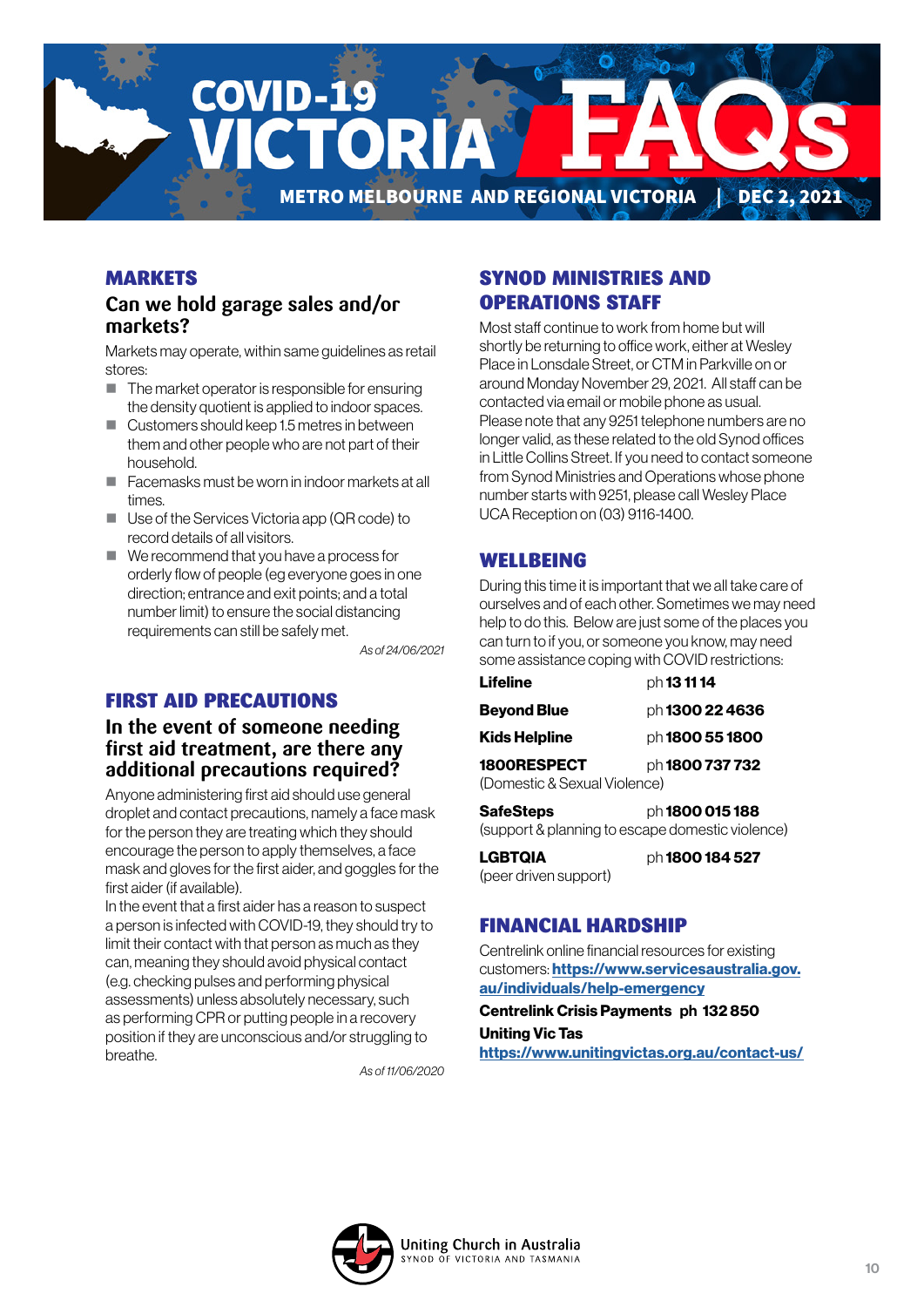# COVID-19 VICTORIA FAQs

METRO MELBOURNE AND REGIONAL VICTORIA | DEC 2, 2021

## MARKETS

### Can we hold garage sales and/or markets?

Markets may operate, within same guidelines as retail stores:

- The market operator is responsible for ensuring the density quotient is applied to indoor spaces.
- Customers should keep 1.5 metres in between them and other people who are not part of their household.
- Facemasks must be worn in indoor markets at all times.
- Use of the Services Victoria app (QR code) to record details of all visitors.
- We recommend that you have a process for orderly flow of people (eg everyone goes in one direction; entrance and exit points; and a total number limit) to ensure the social distancing requirements can still be safely met.

*As of 24/06/2021*

## FIRST AID PRECAUTIONS

### In the event of someone needing first aid treatment, are there any additional precautions required?

Anyone administering first aid should use general droplet and contact precautions, namely a face mask for the person they are treating which they should encourage the person to apply themselves, a face mask and gloves for the first aider, and goggles for the first aider (if available).

In the event that a first aider has a reason to suspect a person is infected with COVID-19, they should try to limit their contact with that person as much as they can, meaning they should avoid physical contact (e.g. checking pulses and performing physical assessments) unless absolutely necessary, such as performing CPR or putting people in a recovery position if they are unconscious and/or struggling to breathe.

*As of 11/06/2020*

## SYNOD MINISTRIES AND OPERATIONS STAFF

Most staff continue to work from home but will shortly be returning to office work, either at Wesley Place in Lonsdale Street, or CTM in Parkville on or around Monday November 29, 2021. All staff can be contacted via email or mobile phone as usual.
Please note that any 9251 telephone numbers are no longer valid, as these related to the old Synod offices in Little Collins Street. If you need to contact someone from Synod Ministries and Operations whose phone number starts with 9251, please call Wesley Place UCA Reception on (03) 9116-1400.

## WELLBEING

During this time it is important that we all take care of ourselves and of each other. Sometimes we may need help to do this. Below are just some of the places you can turn to if you, or someone you know, may need some assistance coping with COVID restrictions:

**Lifeline** ph **13 11 14**

**Beyond Blue** ph **1300 22 4636**

**Kids Helpline** ph **1800 55 1800**

**1800RESPECT** ph **1800 737 732**
(Domestic & Sexual Violence)

**SafeSteps** ph **1800 015 188**
(support & planning to escape domestic violence)

**LGBTQIA** ph **1800 184 527**
(peer driven support)

## FINANCIAL HARDSHIP

Centrelink online financial resources for existing customers: **https://www.servicesaustralia.gov.au/individuals/help-emergency**

**Centrelink Crisis Payments ph 132 850**

**Uniting Vic Tas**
**https://www.unitingvictas.org.au/contact-us/**

Uniting Church in Australia
SYNOD OF VICTORIA AND TASMANIA